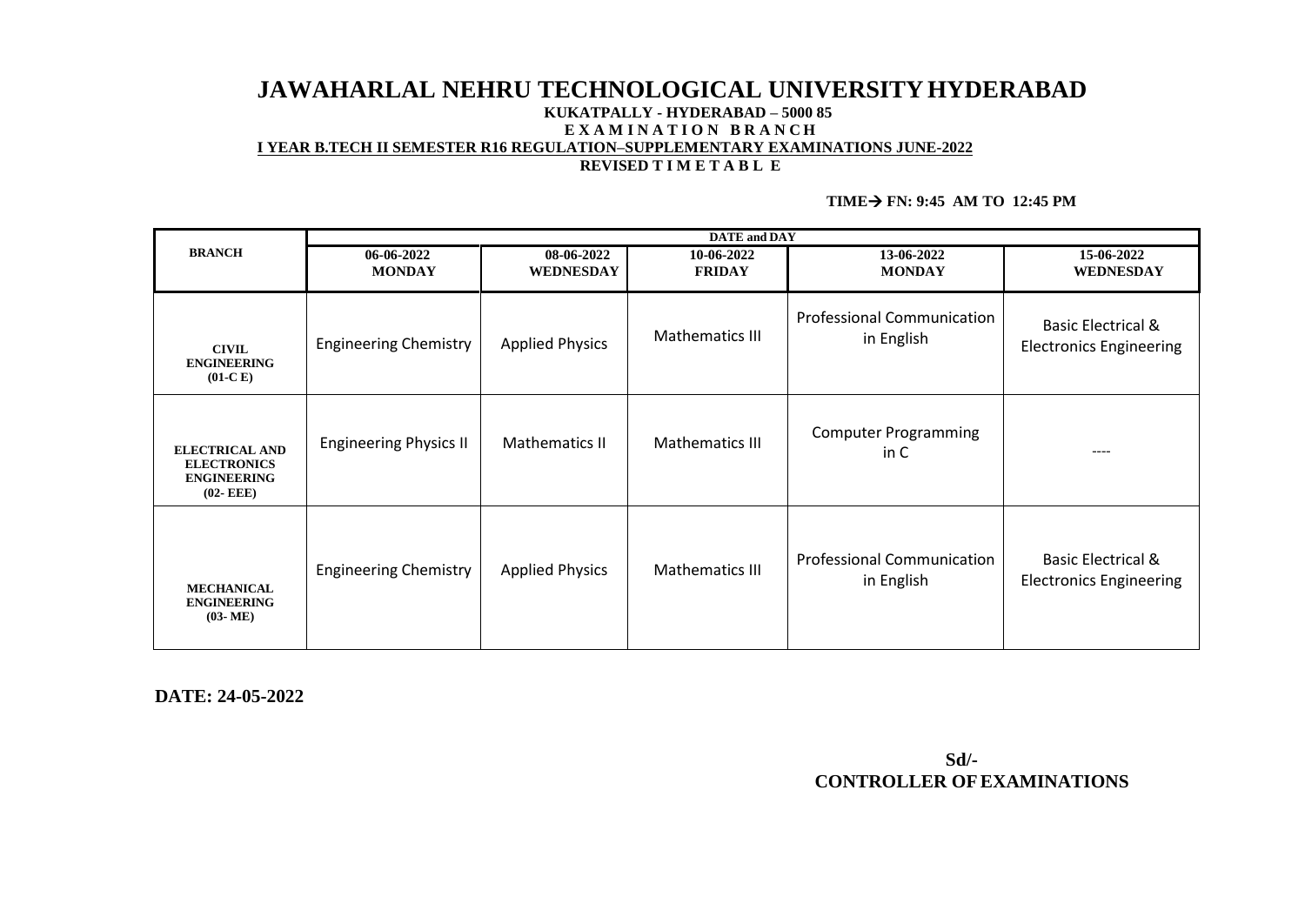# JAWAHARLAL NEHRU TECHNOLOGICAL UNIVERSITY HYDERABAD

**KUKATPALLY - HYDERABAD – 5000 85**

**E X A M I N A T I O N B R A N C H**

**I YEAR B.TECH II SEMESTER R16 REGULATION–SUPPLEMENTARY EXAMINATIONS JUNE-2022**

**REVISED T I M E T A B L E**

**TIME→ FN: 9:45 AM TO 12:45 PM**

| BRANCH | DATE and DAY | | | | |
|---|---|---|---|---|---|
| | 06-06-2022 MONDAY | 08-06-2022 WEDNESDAY | 10-06-2022 FRIDAY | 13-06-2022 MONDAY | 15-06-2022 WEDNESDAY |
| CIVIL ENGINEERING (01-C E) | Engineering Chemistry | Applied Physics | Mathematics III | Professional Communication in English | Basic Electrical & Electronics Engineering |
| ELECTRICAL AND ELECTRONICS ENGINEERING (02- EEE) | Engineering Physics II | Mathematics II | Mathematics III | Computer Programming in C | ---- |
| MECHANICAL ENGINEERING (03- ME) | Engineering Chemistry | Applied Physics | Mathematics III | Professional Communication in English | Basic Electrical & Electronics Engineering |

**DATE: 24-05-2022**

**Sd/-**
**CONTROLLER OF EXAMINATIONS**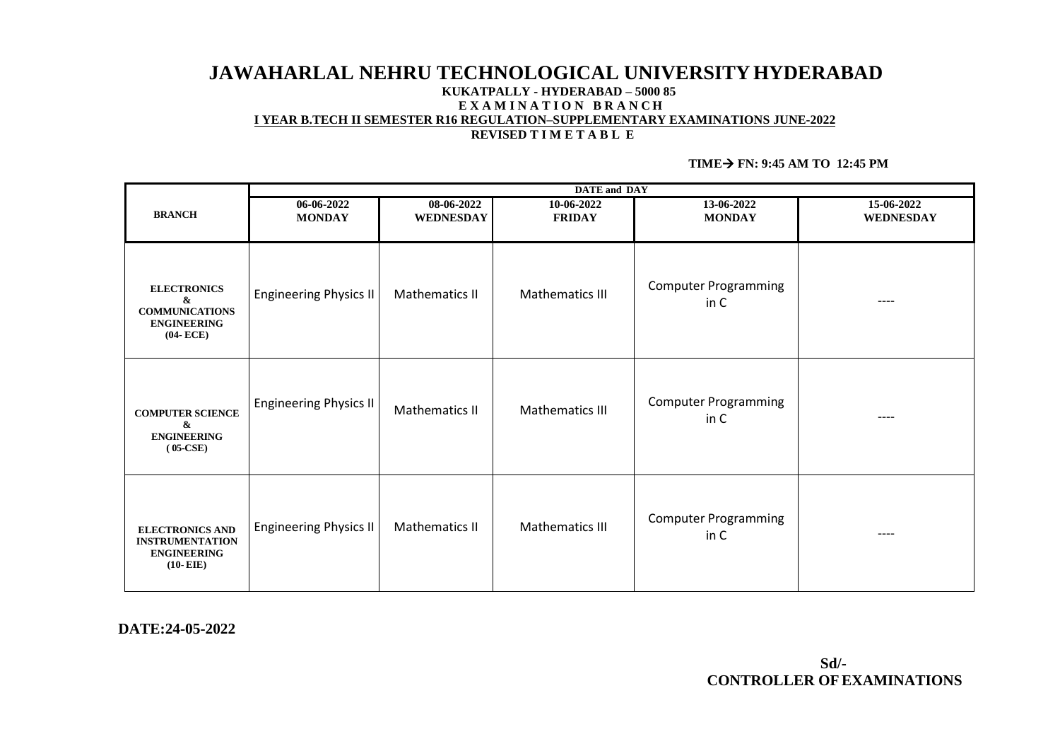# JAWAHARLAL NEHRU TECHNOLOGICAL UNIVERSITY HYDERABAD

**KUKATPALLY - HYDERABAD – 5000 85**

**E X A M I N A T I O N   B R A N C H**

**I YEAR B.TECH II SEMESTER R16 REGULATION–SUPPLEMENTARY EXAMINATIONS JUNE-2022**

**REVISED T I M E T A B L E**

**TIME→ FN: 9:45 AM TO 12:45 PM**

| BRANCH | DATE and DAY | | | | |
|---|---|---|---|---|---|
| | **06-06-2022 MONDAY** | **08-06-2022 WEDNESDAY** | **10-06-2022 FRIDAY** | **13-06-2022 MONDAY** | **15-06-2022 WEDNESDAY** |
| **ELECTRONICS & COMMUNICATIONS ENGINEERING (04- ECE)** | Engineering Physics II | Mathematics II | Mathematics III | Computer Programming in C | ---- |
| **COMPUTER SCIENCE & ENGINEERING ( 05-CSE)** | Engineering Physics II | Mathematics II | Mathematics III | Computer Programming in C | ---- |
| **ELECTRONICS AND INSTRUMENTATION ENGINEERING (10- EIE)** | Engineering Physics II | Mathematics II | Mathematics III | Computer Programming in C | ---- |

**DATE:24-05-2022**

**Sd/-**
**CONTROLLER OF EXAMINATIONS**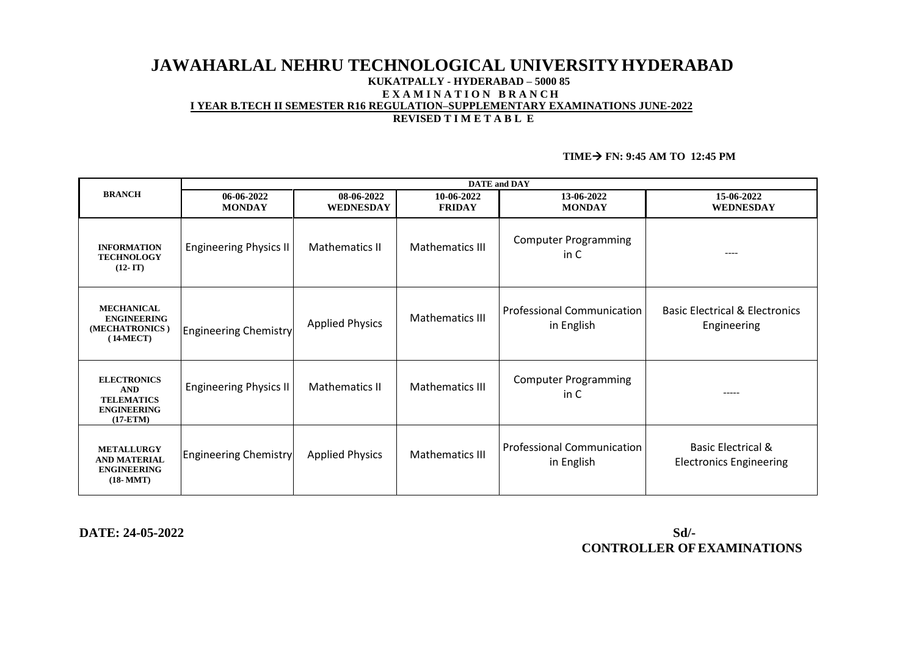# JAWAHARLAL NEHRU TECHNOLOGICAL UNIVERSITY HYDERABAD

**KUKATPALLY - HYDERABAD – 5000 85**

**E X A M I N A T I O N B R A N C H**

**I YEAR B.TECH II SEMESTER R16 REGULATION–SUPPLEMENTARY EXAMINATIONS JUNE-2022**

**REVISED T I M E T A B L E**

**TIME→ FN: 9:45 AM TO 12:45 PM**

| BRANCH | DATE and DAY | | | | |
|---|---|---|---|---|---|
| | **06-06-2022 MONDAY** | **08-06-2022 WEDNESDAY** | **10-06-2022 FRIDAY** | **13-06-2022 MONDAY** | **15-06-2022 WEDNESDAY** |
| **INFORMATION TECHNOLOGY (12- IT)** | Engineering Physics II | Mathematics II | Mathematics III | Computer Programming in C | ---- |
| **MECHANICAL ENGINEERING (MECHATRONICS ) ( 14-MECT)** | Engineering Chemistry | Applied Physics | Mathematics III | Professional Communication in English | Basic Electrical & Electronics Engineering |
| **ELECTRONICS AND TELEMATICS ENGINEERING (17-ETM)** | Engineering Physics II | Mathematics II | Mathematics III | Computer Programming in C | ----- |
| **METALLURGY AND MATERIAL ENGINEERING (18- MMT)** | Engineering Chemistry | Applied Physics | Mathematics III | Professional Communication in English | Basic Electrical & Electronics Engineering |

**DATE: 24-05-2022**

**Sd/-**
**CONTROLLER OF EXAMINATIONS**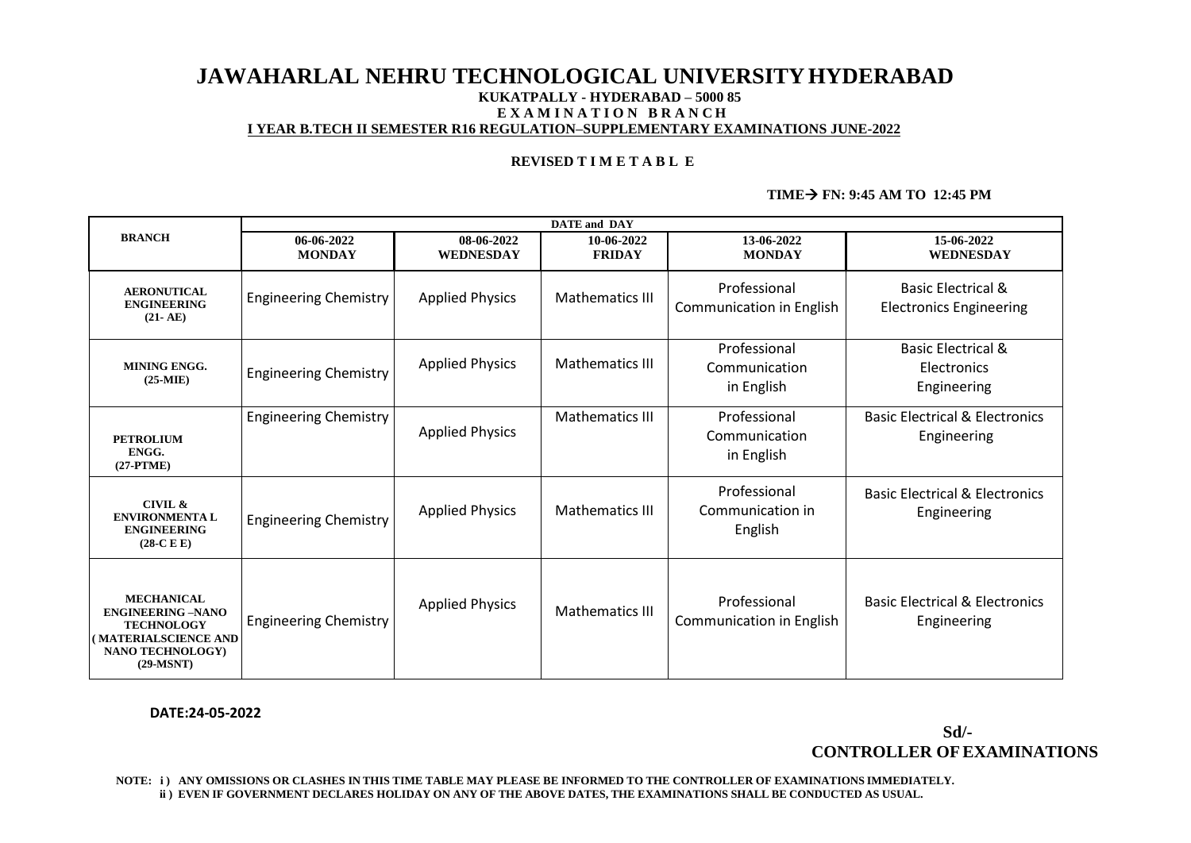# JAWAHARLAL NEHRU TECHNOLOGICAL UNIVERSITY HYDERABAD

**KUKATPALLY - HYDERABAD – 5000 85**

**E X A M I N A T I O N B R A N C H**

**I YEAR B.TECH II SEMESTER R16 REGULATION–SUPPLEMENTARY EXAMINATIONS JUNE-2022**

**REVISED T I M E T A B L E**

**TIME→ FN: 9:45 AM TO 12:45 PM**

| BRANCH | DATE and DAY | | | | |
|---|---|---|---|---|---|
| | **06-06-2022 MONDAY** | **08-06-2022 WEDNESDAY** | **10-06-2022 FRIDAY** | **13-06-2022 MONDAY** | **15-06-2022 WEDNESDAY** |
| **AERONUTICAL ENGINEERING (21- AE)** | Engineering Chemistry | Applied Physics | Mathematics III | Professional Communication in English | Basic Electrical & Electronics Engineering |
| **MINING ENGG. (25-MIE)** | Engineering Chemistry | Applied Physics | Mathematics III | Professional Communication in English | Basic Electrical & Electronics Engineering |
| **PETROLIUM ENGG. (27-PTME)** | Engineering Chemistry | Applied Physics | Mathematics III | Professional Communication in English | Basic Electrical & Electronics Engineering |
| **CIVIL & ENVIRONMENTA L ENGINEERING (28-C E E)** | Engineering Chemistry | Applied Physics | Mathematics III | Professional Communication in English | Basic Electrical & Electronics Engineering |
| **MECHANICAL ENGINEERING –NANO TECHNOLOGY ( MATERIALSCIENCE AND NANO TECHNOLOGY) (29-MSNT)** | Engineering Chemistry | Applied Physics | Mathematics III | Professional Communication in English | Basic Electrical & Electronics Engineering |

**DATE:24-05-2022**

**Sd/-**
**CONTROLLER OF EXAMINATIONS**

**NOTE: i ) ANY OMISSIONS OR CLASHES IN THIS TIME TABLE MAY PLEASE BE INFORMED TO THE CONTROLLER OF EXAMINATIONS IMMEDIATELY.**
**ii ) EVEN IF GOVERNMENT DECLARES HOLIDAY ON ANY OF THE ABOVE DATES, THE EXAMINATIONS SHALL BE CONDUCTED AS USUAL.**